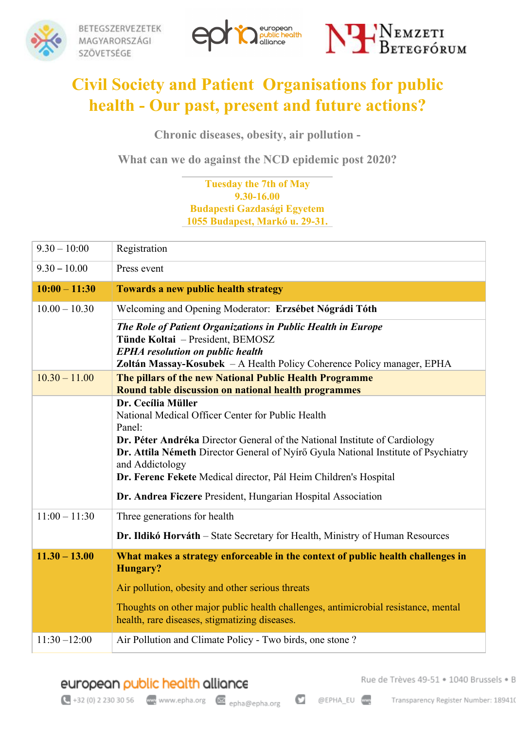BETEGSZERVEZETEK MAGYARORSZÁGI SZÖVETSÉGE

european public health alliance

NEMZETI BETEGFÓRUM

# Civil Society and Patient Organisations for public health - Our past, present and future actions?

## Chronic diseases, obesity, air pollution -

## What can we do against the NCD epidemic post 2020?

**Tuesday the 7th of May**
**9.30-16.00**
**Budapesti Gazdasági Egyetem**
**1055 Budapest, Markó u. 29-31.**

| | |
|---|---|
| 9.30 – 10:00 | Registration |
| 9.30 – 10.00 | Press event |
| **10:00 – 11:30** | **Towards a new public health strategy** |
| 10.00 – 10.30 | Welcoming and Opening Moderator: **Erzsébet Nógrádi Tóth** |
| | ***The Role of Patient Organizations in Public Health in Europe*** <br> **Tünde Koltai** – President, BEMOSZ <br> ***EPHA resolution on public health*** <br> **Zoltán Massay-Kosubek** – A Health Policy Coherence Policy manager, EPHA |
| 10.30 – 11.00 | **The pillars of the new National Public Health Programme** <br> **Round table discussion on national health programmes** |
| | **Dr. Cecília Müller** <br> National Medical Officer Center for Public Health <br> Panel: <br> **Dr. Péter Andréka** Director General of the National Institute of Cardiology <br> **Dr. Attila Németh** Director General of Nyírő Gyula National Institute of Psychiatry and Addictology <br> **Dr. Ferenc Fekete** Medical director, Pál Heim Children's Hospital <br> **Dr. Andrea Ficzere** President, Hungarian Hospital Association |
| 11:00 – 11:30 | Three generations for health <br> **Dr. Ildikó Horváth** – State Secretary for Health, Ministry of Human Resources |
| **11.30 – 13.00** | **What makes a strategy enforceable in the context of public health challenges in Hungary?** <br> Air pollution, obesity and other serious threats <br> Thoughts on other major public health challenges, antimicrobial resistance, mental health, rare diseases, stigmatizing diseases. |
| 11:30 –12:00 | Air Pollution and Climate Policy - Two birds, one stone ? |

european public health alliance

Rue de Trèves 49-51 • 1040 Brussels • B

+32 (0) 2 230 30 56 www.epha.org epha@epha.org @EPHA_EU Transparency Register Number: 189410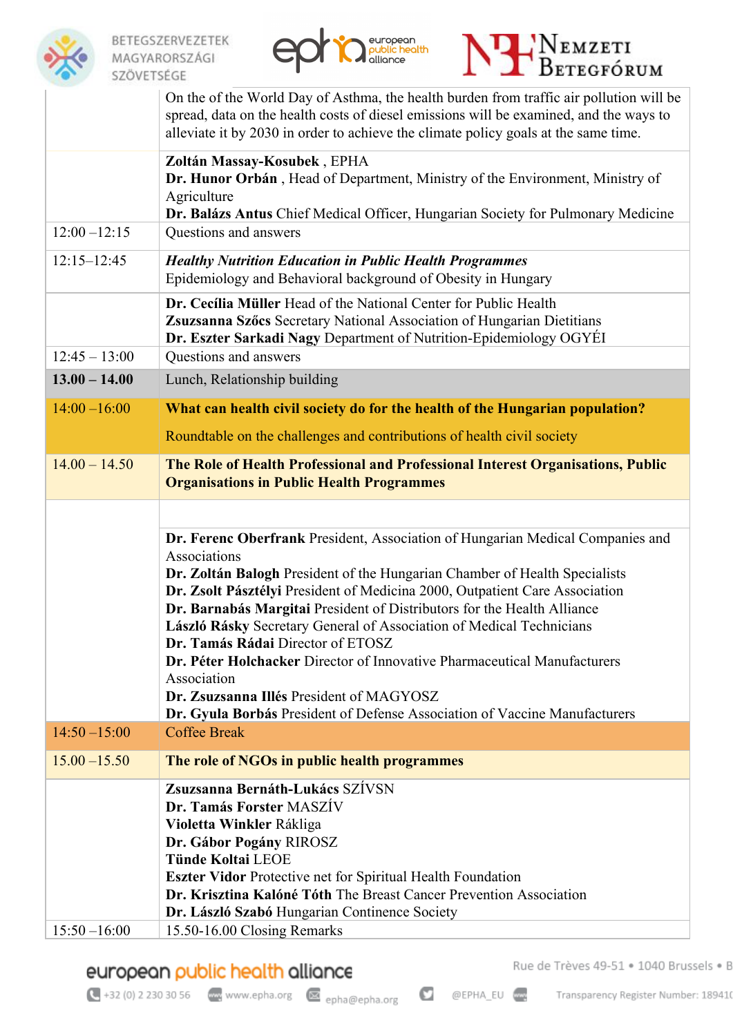| | |
|---|---|
| | On the of the World Day of Asthma, the health burden from traffic air pollution will be spread, data on the health costs of diesel emissions will be examined, and the ways to alleviate it by 2030 in order to achieve the climate policy goals at the same time. |
| | **Zoltán Massay-Kosubek** , EPHA<br>**Dr. Hunor Orbán** , Head of Department, Ministry of the Environment, Ministry of Agriculture<br>**Dr. Balázs Antus** Chief Medical Officer, Hungarian Society for Pulmonary Medicine |
| 12:00 –12:15 | Questions and answers |
| 12:15–12:45 | ***Healthy Nutrition Education in Public Health Programmes***<br>Epidemiology and Behavioral background of Obesity in Hungary |
| | **Dr. Cecília Müller** Head of the National Center for Public Health<br>**Zsuzsanna Szőcs** Secretary National Association of Hungarian Dietitians<br>**Dr. Eszter Sarkadi Nagy** Department of Nutrition-Epidemiology OGYÉI |
| 12:45 – 13:00 | Questions and answers |
| **13.00 – 14.00** | Lunch, Relationship building |
| 14:00 –16:00 | **What can health civil society do for the health of the Hungarian population?**<br>Roundtable on the challenges and contributions of health civil society |
| 14.00 – 14.50 | **The Role of Health Professional and Professional Interest Organisations, Public Organisations in Public Health Programmes** |
| | |
| | **Dr. Ferenc Oberfrank** President, Association of Hungarian Medical Companies and Associations<br>**Dr. Zoltán Balogh** President of the Hungarian Chamber of Health Specialists<br>**Dr. Zsolt Pásztélyi** President of Medicina 2000, Outpatient Care Association<br>**Dr. Barnabás Margitai** President of Distributors for the Health Alliance<br>**László Rásky** Secretary General of Association of Medical Technicians<br>**Dr. Tamás Rádai** Director of ETOSZ<br>**Dr. Péter Holchacker** Director of Innovative Pharmaceutical Manufacturers Association<br>**Dr. Zsuzsanna Illés** President of MAGYOSZ<br>**Dr. Gyula Borbás** President of Defense Association of Vaccine Manufacturers |
| 14:50 –15:00 | Coffee Break |
| 15.00 –15.50 | **The role of NGOs in public health programmes** |
| | **Zsuzsanna Bernáth-Lukács** SZÍVSN<br>**Dr. Tamás Forster** MASZÍV<br>**Violetta Winkler** Rákliga<br>**Dr. Gábor Pogány** RIROSZ<br>**Tünde Koltai** LEOE<br>**Eszter Vidor** Protective net for Spiritual Health Foundation<br>**Dr. Krisztina Kalóné Tóth** The Breast Cancer Prevention Association<br>**Dr. László Szabó** Hungarian Continence Society |
| 15:50 –16:00 | 15.50-16.00 Closing Remarks |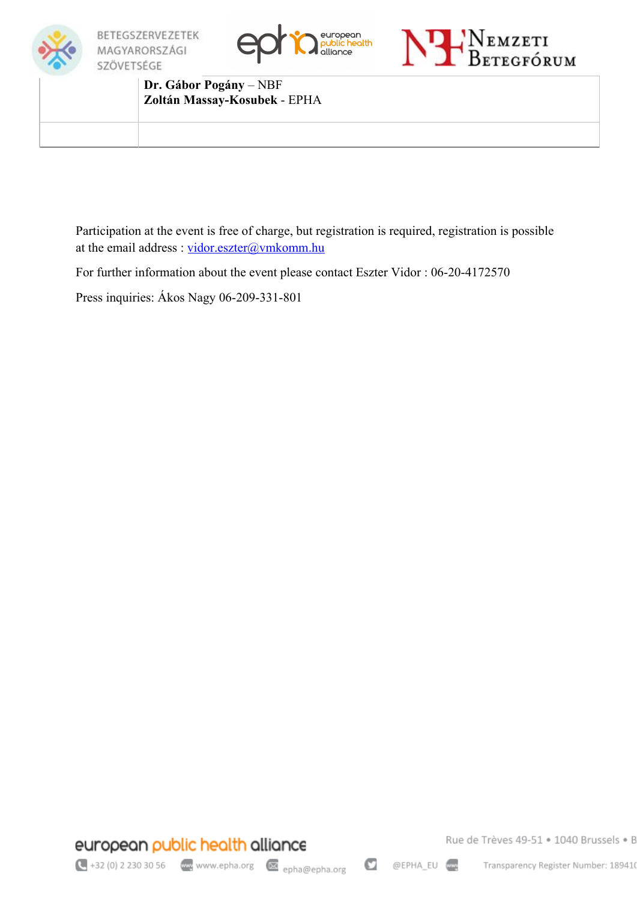| | |
|---|---|
| | **Dr. Gábor Pogány** – NBF<br>**Zoltán Massay-Kosubek** - EPHA |
| | |

Participation at the event is free of charge, but registration is required, registration is possible at the email address : vidor.eszter@vmkomm.hu

For further information about the event please contact Eszter Vidor : 06-20-4172570

Press inquiries: Ákos Nagy 06-209-331-801